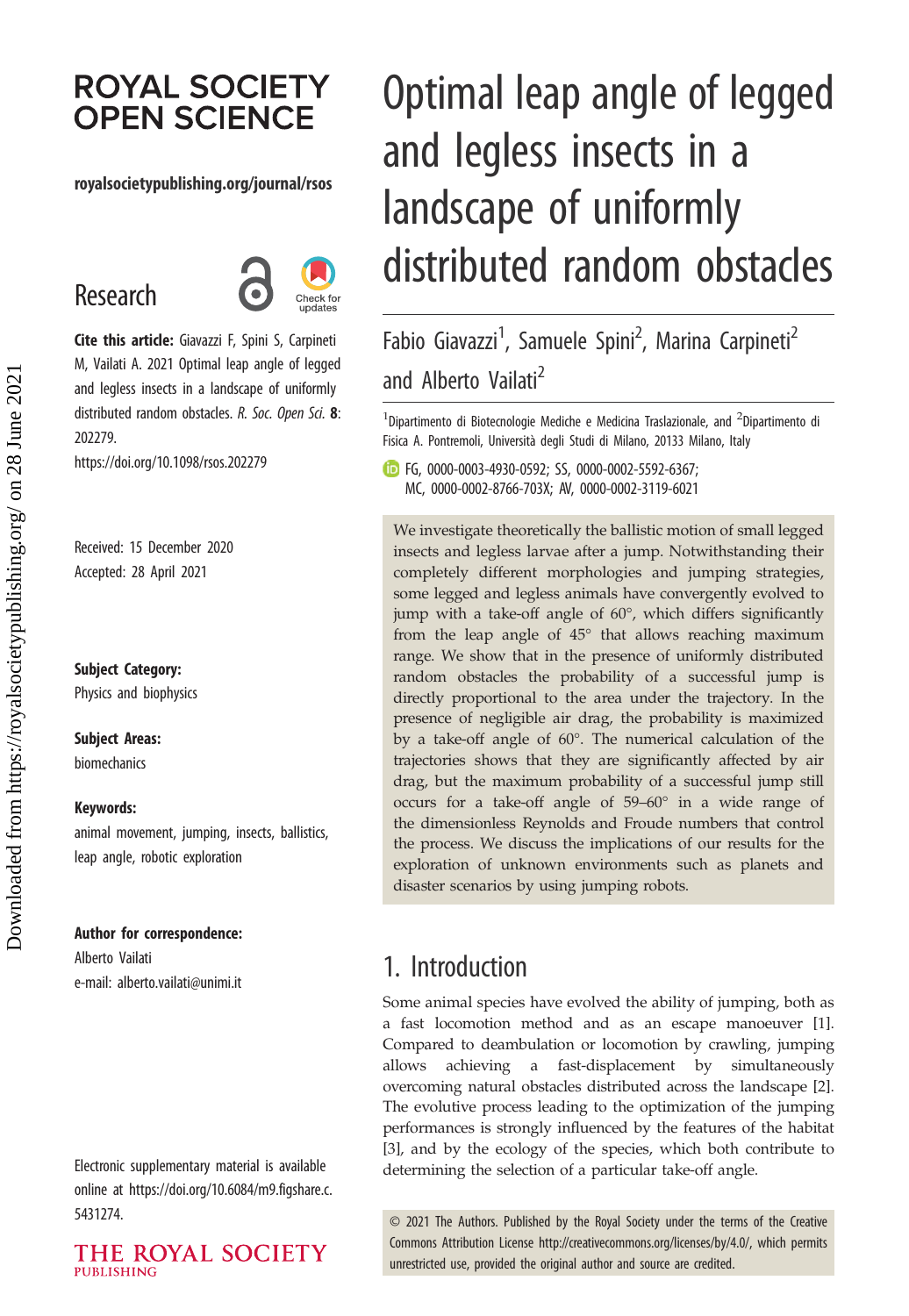# Optimal leap angle of legged and legless insects in a landscape of uniformly distributed random obstacles

Fabio Giavazzi[1], Samuele Spini[2], Marina Carpineti[2] and Alberto Vailati[2]

[1]Dipartimento di Biotecnologie Mediche e Medicina Traslazionale, and [2]Dipartimento di Fisica A. Pontremoli, Università degli Studi di Milano, 20133 Milano, Italy

FG, 0000-0003-4930-0592; SS, 0000-0002-5592-6367; MC, 0000-0002-8766-703X; AV, 0000-0002-3119-6021

ROYAL SOCIETY OPEN SCIENCE

royalsocietypublishing.org/journal/rsos

Research

**Cite this article:** Giavazzi F, Spini S, Carpineti M, Vailati A. 2021 Optimal leap angle of legged and legless insects in a landscape of uniformly distributed random obstacles. *R. Soc. Open Sci.* **8**: 202279.
https://doi.org/10.1098/rsos.202279

Received: 15 December 2020
Accepted: 28 April 2021

**Subject Category:**
Physics and biophysics

**Subject Areas:**
biomechanics

**Keywords:**
animal movement, jumping, insects, ballistics, leap angle, robotic exploration

**Author for correspondence:**
Alberto Vailati
e-mail: alberto.vailati@unimi.it

Electronic supplementary material is available online at https://doi.org/10.6084/m9.figshare.c.5431274.

We investigate theoretically the ballistic motion of small legged insects and legless larvae after a jump. Notwithstanding their completely different morphologies and jumping strategies, some legged and legless animals have convergently evolved to jump with a take-off angle of 60°, which differs significantly from the leap angle of 45° that allows reaching maximum range. We show that in the presence of uniformly distributed random obstacles the probability of a successful jump is directly proportional to the area under the trajectory. In the presence of negligible air drag, the probability is maximized by a take-off angle of 60°. The numerical calculation of the trajectories shows that they are significantly affected by air drag, but the maximum probability of a successful jump still occurs for a take-off angle of 59–60° in a wide range of the dimensionless Reynolds and Froude numbers that control the process. We discuss the implications of our results for the exploration of unknown environments such as planets and disaster scenarios by using jumping robots.

## 1. Introduction

Some animal species have evolved the ability of jumping, both as a fast locomotion method and as an escape manoeuver [1]. Compared to deambulation or locomotion by crawling, jumping allows achieving a fast-displacement by simultaneously overcoming natural obstacles distributed across the landscape [2]. The evolutive process leading to the optimization of the jumping performances is strongly influenced by the features of the habitat [3], and by the ecology of the species, which both contribute to determining the selection of a particular take-off angle.

© 2021 The Authors. Published by the Royal Society under the terms of the Creative Commons Attribution License http://creativecommons.org/licenses/by/4.0/, which permits unrestricted use, provided the original author and source are credited.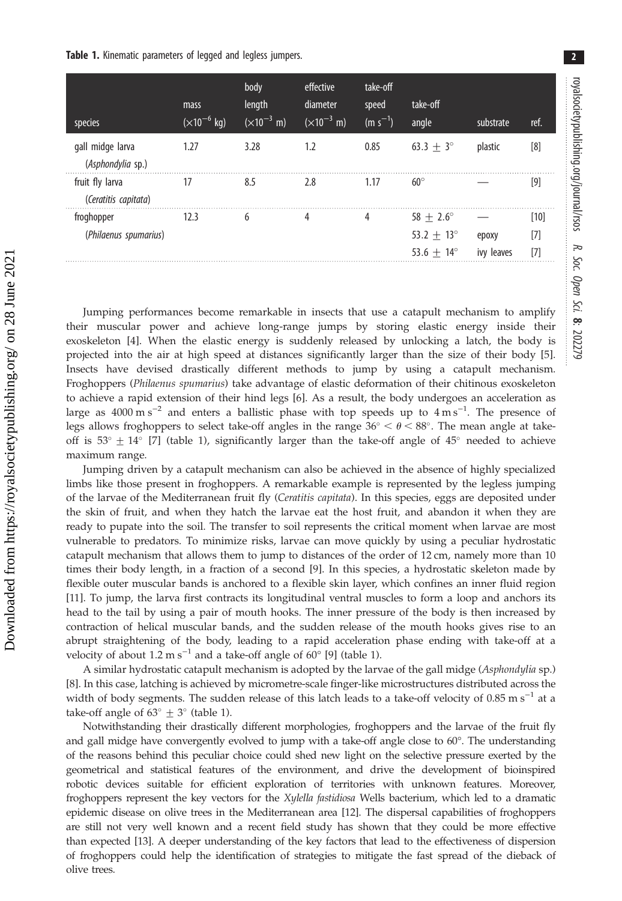**Table 1.** Kinematic parameters of legged and legless jumpers.

| species | mass ($\times 10^{-6}$ kg) | body length ($\times 10^{-3}$ m) | effective diameter ($\times 10^{-3}$ m) | take-off speed (m s$^{-1}$) | take-off angle | substrate | ref. |
|---|---|---|---|---|---|---|---|
| gall midge larva (*Asphondylia* sp.) | 1.27 | 3.28 | 1.2 | 0.85 | $63.3 \pm 3^\circ$ | plastic | [8] |
| fruit fly larva (*Ceratitis capitata*) | 17 | 8.5 | 2.8 | 1.17 | $60^\circ$ | — | [9] |
| froghopper (*Philaenus spumarius*) | 12.3 | 6 | 4 | 4 | $58 \pm 2.6^\circ$ | — | [10] |
| | | | | | $53.2 \pm 13^\circ$ | epoxy | [7] |
| | | | | | $53.6 \pm 14^\circ$ | ivy leaves | [7] |

Jumping performances become remarkable in insects that use a catapult mechanism to amplify their muscular power and achieve long-range jumps by storing elastic energy inside their exoskeleton [4]. When the elastic energy is suddenly released by unlocking a latch, the body is projected into the air at high speed at distances significantly larger than the size of their body [5]. Insects have devised drastically different methods to jump by using a catapult mechanism. Froghoppers (*Philaenus spumarius*) take advantage of elastic deformation of their chitinous exoskeleton to achieve a rapid extension of their hind legs [6]. As a result, the body undergoes an acceleration as large as $4000 \text{ m s}^{-2}$ and enters a ballistic phase with top speeds up to $4 \text{ m s}^{-1}$. The presence of legs allows froghoppers to select take-off angles in the range $36^\circ < \theta < 88^\circ$. The mean angle at take-off is $53^\circ \pm 14^\circ$ [7] (table 1), significantly larger than the take-off angle of $45^\circ$ needed to achieve maximum range.

Jumping driven by a catapult mechanism can also be achieved in the absence of highly specialized limbs like those present in froghoppers. A remarkable example is represented by the legless jumping of the larvae of the Mediterranean fruit fly (*Ceratitis capitata*). In this species, eggs are deposited under the skin of fruit, and when they hatch the larvae eat the host fruit, and abandon it when they are ready to pupate into the soil. The transfer to soil represents the critical moment when larvae are most vulnerable to predators. To minimize risks, larvae can move quickly by using a peculiar hydrostatic catapult mechanism that allows them to jump to distances of the order of 12 cm, namely more than 10 times their body length, in a fraction of a second [9]. In this species, a hydrostatic skeleton made by flexible outer muscular bands is anchored to a flexible skin layer, which confines an inner fluid region [11]. To jump, the larva first contracts its longitudinal ventral muscles to form a loop and anchors its head to the tail by using a pair of mouth hooks. The inner pressure of the body is then increased by contraction of helical muscular bands, and the sudden release of the mouth hooks gives rise to an abrupt straightening of the body, leading to a rapid acceleration phase ending with take-off at a velocity of about $1.2 \text{ m s}^{-1}$ and a take-off angle of $60^\circ$ [9] (table 1).

A similar hydrostatic catapult mechanism is adopted by the larvae of the gall midge (*Asphondylia* sp.) [8]. In this case, latching is achieved by micrometre-scale finger-like microstructures distributed across the width of body segments. The sudden release of this latch leads to a take-off velocity of $0.85 \text{ m s}^{-1}$ at a take-off angle of $63^\circ \pm 3^\circ$ (table 1).

Notwithstanding their drastically different morphologies, froghoppers and the larvae of the fruit fly and gall midge have convergently evolved to jump with a take-off angle close to $60^\circ$. The understanding of the reasons behind this peculiar choice could shed new light on the selective pressure exerted by the geometrical and statistical features of the environment, and drive the development of bioinspired robotic devices suitable for efficient exploration of territories with unknown features. Moreover, froghoppers represent the key vectors for the *Xylella fastidiosa* Wells bacterium, which led to a dramatic epidemic disease on olive trees in the Mediterranean area [12]. The dispersal capabilities of froghoppers are still not very well known and a recent field study has shown that they could be more effective than expected [13]. A deeper understanding of the key factors that lead to the effectiveness of dispersion of froghoppers could help the identification of strategies to mitigate the fast spread of the dieback of olive trees.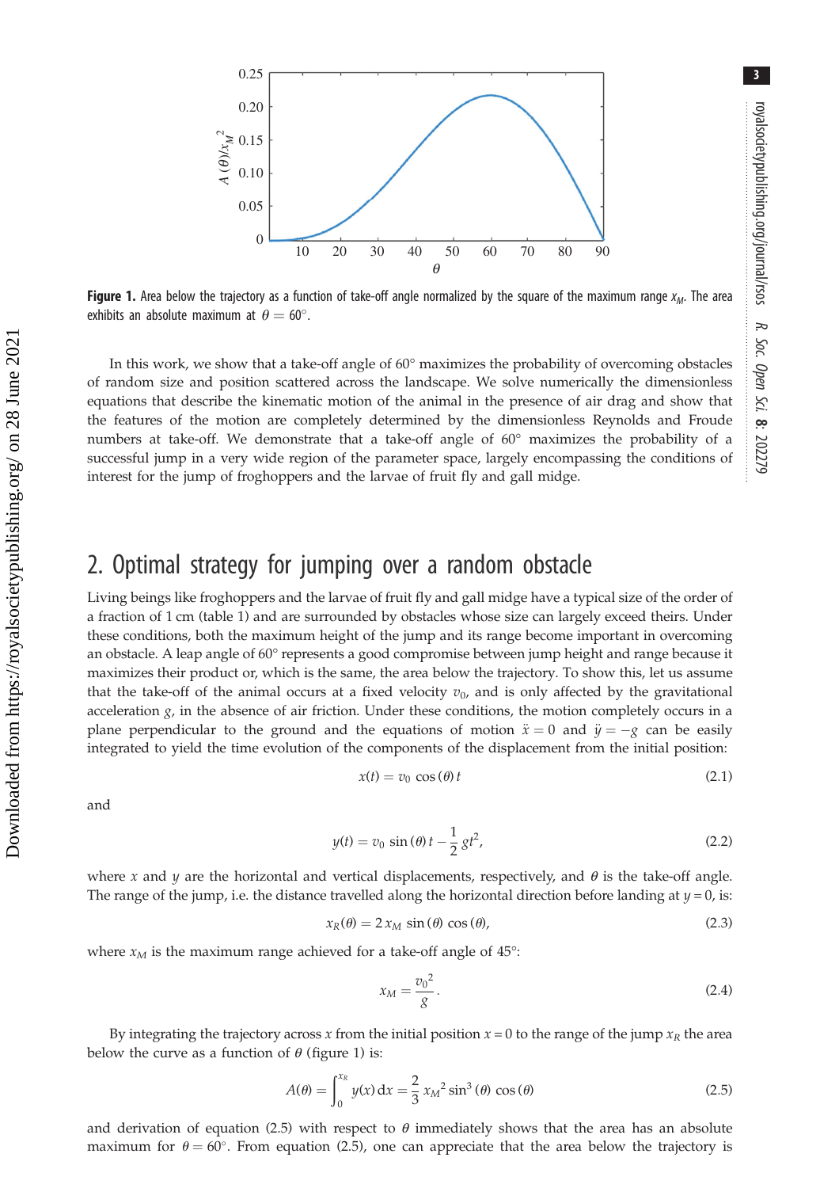**Figure 1.** Area below the trajectory as a function of take-off angle normalized by the square of the maximum range $x_M$. The area exhibits an absolute maximum at $\theta = 60^\circ$.

In this work, we show that a take-off angle of 60° maximizes the probability of overcoming obstacles of random size and position scattered across the landscape. We solve numerically the dimensionless equations that describe the kinematic motion of the animal in the presence of air drag and show that the features of the motion are completely determined by the dimensionless Reynolds and Froude numbers at take-off. We demonstrate that a take-off angle of 60° maximizes the probability of a successful jump in a very wide region of the parameter space, largely encompassing the conditions of interest for the jump of froghoppers and the larvae of fruit fly and gall midge.

## 2. Optimal strategy for jumping over a random obstacle

Living beings like froghoppers and the larvae of fruit fly and gall midge have a typical size of the order of a fraction of 1 cm (table 1) and are surrounded by obstacles whose size can largely exceed theirs. Under these conditions, both the maximum height of the jump and its range become important in overcoming an obstacle. A leap angle of 60° represents a good compromise between jump height and range because it maximizes their product or, which is the same, the area below the trajectory. To show this, let us assume that the take-off of the animal occurs at a fixed velocity $v_0$, and is only affected by the gravitational acceleration $g$, in the absence of air friction. Under these conditions, the motion completely occurs in a plane perpendicular to the ground and the equations of motion $\ddot{x} = 0$ and $\ddot{y} = -g$ can be easily integrated to yield the time evolution of the components of the displacement from the initial position:

$$x(t) = v_0 \cos(\theta)\, t \tag{2.1}$$

and

$$y(t) = v_0 \sin(\theta)\, t - \frac{1}{2} g t^2, \tag{2.2}$$

where $x$ and $y$ are the horizontal and vertical displacements, respectively, and $\theta$ is the take-off angle. The range of the jump, i.e. the distance travelled along the horizontal direction before landing at $y = 0$, is:

$$x_R(\theta) = 2\, x_M \sin(\theta) \cos(\theta), \tag{2.3}$$

where $x_M$ is the maximum range achieved for a take-off angle of 45°:

$$x_M = \frac{{v_0}^2}{g}. \tag{2.4}$$

By integrating the trajectory across $x$ from the initial position $x = 0$ to the range of the jump $x_R$ the area below the curve as a function of $\theta$ (figure 1) is:

$$A(\theta) = \int_0^{x_R} y(x)\, \mathrm{d}x = \frac{2}{3}\, {x_M}^2 \sin^3(\theta) \cos(\theta) \tag{2.5}$$

and derivation of equation (2.5) with respect to $\theta$ immediately shows that the area has an absolute maximum for $\theta = 60^\circ$. From equation (2.5), one can appreciate that the area below the trajectory is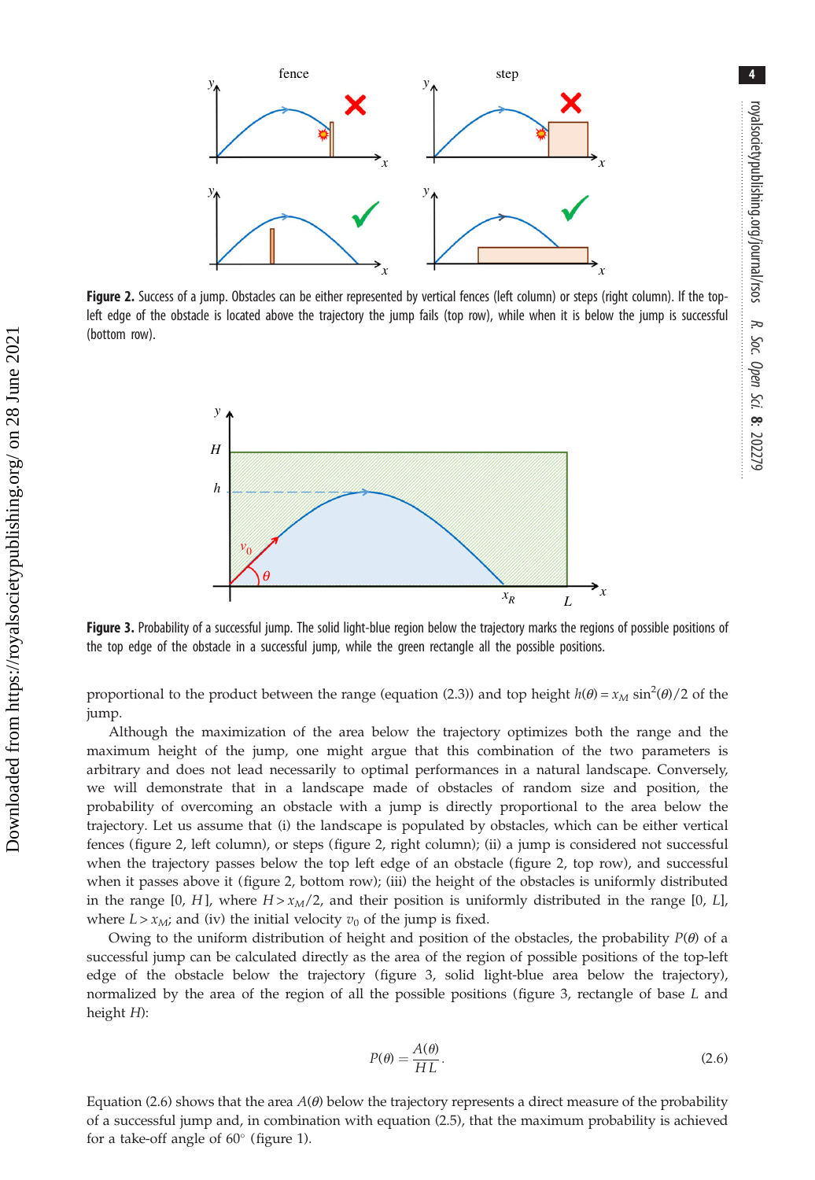**Figure 2.** Success of a jump. Obstacles can be either represented by vertical fences (left column) or steps (right column). If the top-left edge of the obstacle is located above the trajectory the jump fails (top row), while when it is below the jump is successful (bottom row).

**Figure 3.** Probability of a successful jump. The solid light-blue region below the trajectory marks the regions of possible positions of the top edge of the obstacle in a successful jump, while the green rectangle all the possible positions.

proportional to the product between the range (equation (2.3)) and top height $h(\theta) = x_M \sin^2(\theta)/2$ of the jump.

Although the maximization of the area below the trajectory optimizes both the range and the maximum height of the jump, one might argue that this combination of the two parameters is arbitrary and does not lead necessarily to optimal performances in a natural landscape. Conversely, we will demonstrate that in a landscape made of obstacles of random size and position, the probability of overcoming an obstacle with a jump is directly proportional to the area below the trajectory. Let us assume that (i) the landscape is populated by obstacles, which can be either vertical fences (figure 2, left column), or steps (figure 2, right column); (ii) a jump is considered not successful when the trajectory passes below the top left edge of an obstacle (figure 2, top row), and successful when it passes above it (figure 2, bottom row); (iii) the height of the obstacles is uniformly distributed in the range $[0, H]$, where $H > x_M/2$, and their position is uniformly distributed in the range $[0, L]$, where $L > x_M$; and (iv) the initial velocity $v_0$ of the jump is fixed.

Owing to the uniform distribution of height and position of the obstacles, the probability $P(\theta)$ of a successful jump can be calculated directly as the area of the region of possible positions of the top-left edge of the obstacle below the trajectory (figure 3, solid light-blue area below the trajectory), normalized by the area of the region of all the possible positions (figure 3, rectangle of base $L$ and height $H$):

$$P(\theta) = \frac{A(\theta)}{HL}. \tag{2.6}$$

Equation (2.6) shows that the area $A(\theta)$ below the trajectory represents a direct measure of the probability of a successful jump and, in combination with equation (2.5), that the maximum probability is achieved for a take-off angle of 60° (figure 1).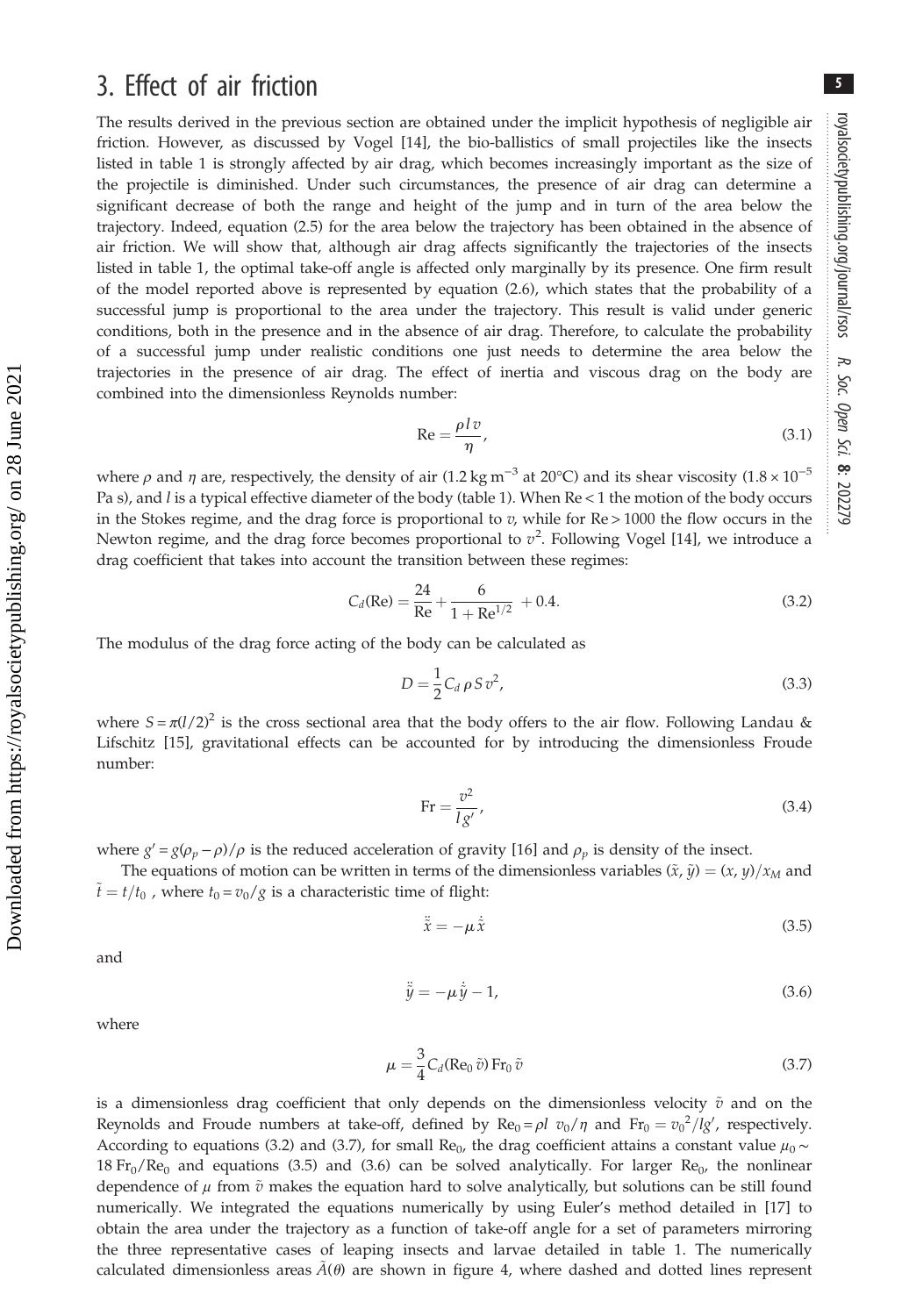# 3. Effect of air friction

The results derived in the previous section are obtained under the implicit hypothesis of negligible air friction. However, as discussed by Vogel [14], the bio-ballistics of small projectiles like the insects listed in table 1 is strongly affected by air drag, which becomes increasingly important as the size of the projectile is diminished. Under such circumstances, the presence of air drag can determine a significant decrease of both the range and height of the jump and in turn of the area below the trajectory. Indeed, equation (2.5) for the area below the trajectory has been obtained in the absence of air friction. We will show that, although air drag affects significantly the trajectories of the insects listed in table 1, the optimal take-off angle is affected only marginally by its presence. One firm result of the model reported above is represented by equation (2.6), which states that the probability of a successful jump is proportional to the area under the trajectory. This result is valid under generic conditions, both in the presence and in the absence of air drag. Therefore, to calculate the probability of a successful jump under realistic conditions one just needs to determine the area below the trajectories in the presence of air drag. The effect of inertia and viscous drag on the body are combined into the dimensionless Reynolds number:

$$\mathrm{Re} = \frac{\rho l v}{\eta}, \tag{3.1}$$

where $\rho$ and $\eta$ are, respectively, the density of air (1.2 kg m$^{-3}$ at 20°C) and its shear viscosity ($1.8 \times 10^{-5}$ Pa s), and $l$ is a typical effective diameter of the body (table 1). When $\mathrm{Re} < 1$ the motion of the body occurs in the Stokes regime, and the drag force is proportional to $v$, while for $\mathrm{Re} > 1000$ the flow occurs in the Newton regime, and the drag force becomes proportional to $v^2$. Following Vogel [14], we introduce a drag coefficient that takes into account the transition between these regimes:

$$C_d(\mathrm{Re}) = \frac{24}{\mathrm{Re}} + \frac{6}{1 + \mathrm{Re}^{1/2}} + 0.4. \tag{3.2}$$

The modulus of the drag force acting of the body can be calculated as

$$D = \frac{1}{2} C_d \, \rho \, S \, v^2, \tag{3.3}$$

where $S = \pi(l/2)^2$ is the cross sectional area that the body offers to the air flow. Following Landau & Lifschitz [15], gravitational effects can be accounted for by introducing the dimensionless Froude number:

$$\mathrm{Fr} = \frac{v^2}{l g'}, \tag{3.4}$$

where $g' = g(\rho_p - \rho)/\rho$ is the reduced acceleration of gravity [16] and $\rho_p$ is density of the insect.

The equations of motion can be written in terms of the dimensionless variables $(\tilde{x}, \tilde{y}) = (x, y)/x_M$ and $\tilde{t} = t/t_0$ , where $t_0 = v_0/g$ is a characteristic time of flight:

$$\ddot{\tilde{x}} = -\mu \, \dot{\tilde{x}} \tag{3.5}$$

and

$$\ddot{\tilde{y}} = -\mu \, \dot{\tilde{y}} - 1, \tag{3.6}$$

where

$$\mu = \frac{3}{4} C_d(\mathrm{Re}_0 \, \tilde{v}) \, \mathrm{Fr}_0 \, \tilde{v} \tag{3.7}$$

is a dimensionless drag coefficient that only depends on the dimensionless velocity $\tilde{v}$ and on the Reynolds and Froude numbers at take-off, defined by $\mathrm{Re}_0 = \rho l \; v_0/\eta$ and $\mathrm{Fr}_0 = {v_0}^2/lg'$, respectively. According to equations (3.2) and (3.7), for small $\mathrm{Re}_0$, the drag coefficient attains a constant value $\mu_0 \sim 18 \, \mathrm{Fr}_0/\mathrm{Re}_0$ and equations (3.5) and (3.6) can be solved analytically. For larger $\mathrm{Re}_0$, the nonlinear dependence of $\mu$ from $\tilde{v}$ makes the equation hard to solve analytically, but solutions can be still found numerically. We integrated the equations numerically by using Euler's method detailed in [17] to obtain the area under the trajectory as a function of take-off angle for a set of parameters mirroring the three representative cases of leaping insects and larvae detailed in table 1. The numerically calculated dimensionless areas $\tilde{A}(\theta)$ are shown in figure 4, where dashed and dotted lines represent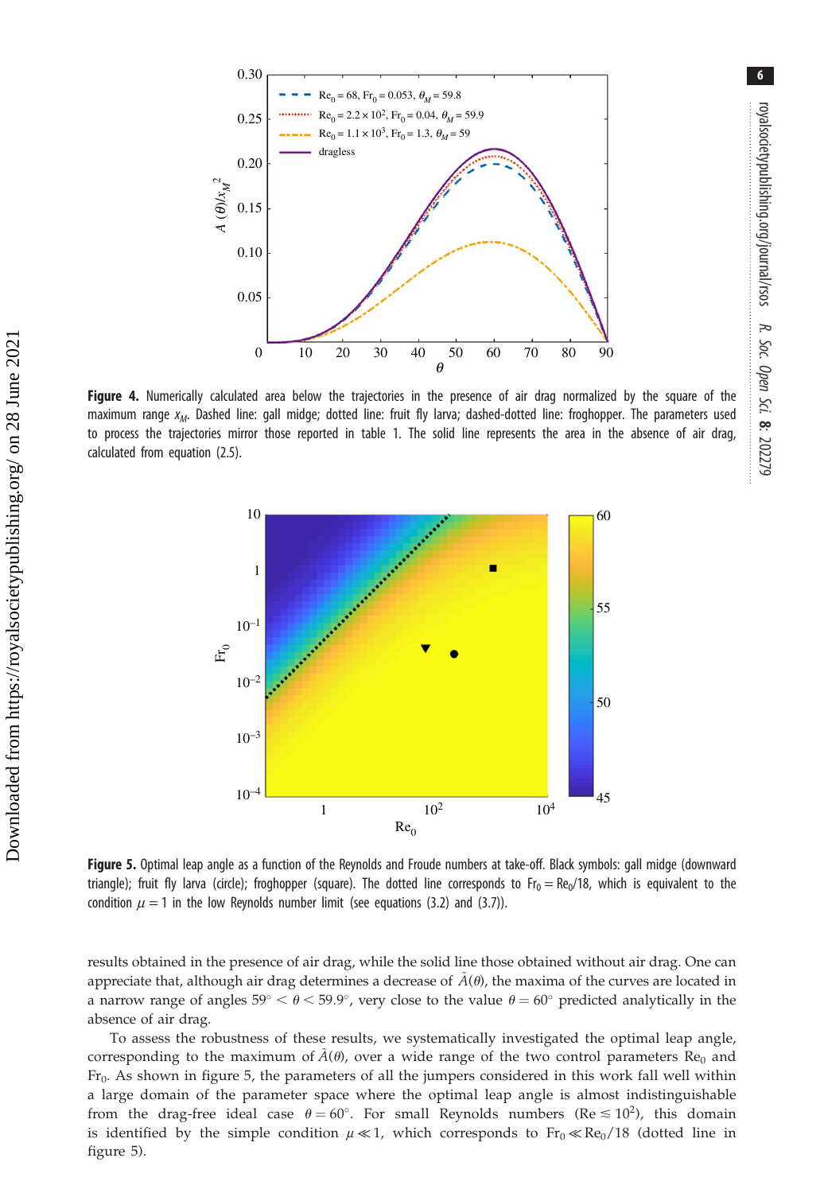**Figure 4.** Numerically calculated area below the trajectories in the presence of air drag normalized by the square of the maximum range $x_M$. Dashed line: gall midge; dotted line: fruit fly larva; dashed-dotted line: froghopper. The parameters used to process the trajectories mirror those reported in table 1. The solid line represents the area in the absence of air drag, calculated from equation (2.5).

**Figure 5.** Optimal leap angle as a function of the Reynolds and Froude numbers at take-off. Black symbols: gall midge (downward triangle); fruit fly larva (circle); froghopper (square). The dotted line corresponds to $\mathrm{Fr}_0 = \mathrm{Re}_0/18$, which is equivalent to the condition $\mu = 1$ in the low Reynolds number limit (see equations (3.2) and (3.7)).

results obtained in the presence of air drag, while the solid line those obtained without air drag. One can appreciate that, although air drag determines a decrease of $\tilde{A}(\theta)$, the maxima of the curves are located in a narrow range of angles $59^\circ < \theta < 59.9^\circ$, very close to the value $\theta = 60^\circ$ predicted analytically in the absence of air drag.

To assess the robustness of these results, we systematically investigated the optimal leap angle, corresponding to the maximum of $\tilde{A}(\theta)$, over a wide range of the two control parameters $\mathrm{Re}_0$ and $\mathrm{Fr}_0$. As shown in figure 5, the parameters of all the jumpers considered in this work fall well within a large domain of the parameter space where the optimal leap angle is almost indistinguishable from the drag-free ideal case $\theta = 60^\circ$. For small Reynolds numbers ($\mathrm{Re} \lesssim 10^2$), this domain is identified by the simple condition $\mu \ll 1$, which corresponds to $\mathrm{Fr}_0 \ll \mathrm{Re}_0/18$ (dotted line in figure 5).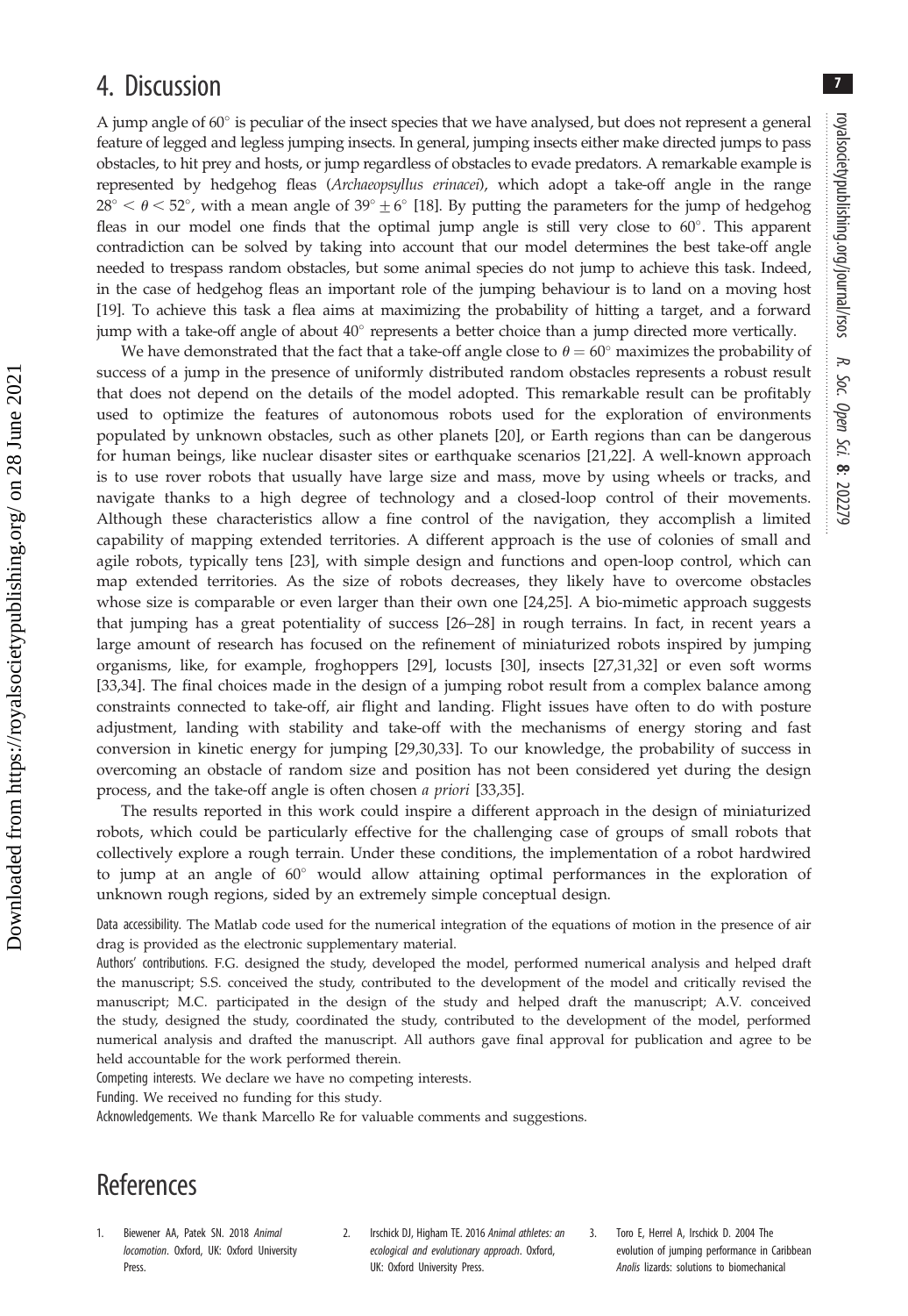# 4. Discussion

A jump angle of $60^\circ$ is peculiar of the insect species that we have analysed, but does not represent a general feature of legged and legless jumping insects. In general, jumping insects either make directed jumps to pass obstacles, to hit prey and hosts, or jump regardless of obstacles to evade predators. A remarkable example is represented by hedgehog fleas (*Archaeopsyllus erinacei*), which adopt a take-off angle in the range $28^\circ < \theta < 52^\circ$, with a mean angle of $39^\circ \pm 6^\circ$ [18]. By putting the parameters for the jump of hedgehog fleas in our model one finds that the optimal jump angle is still very close to $60^\circ$. This apparent contradiction can be solved by taking into account that our model determines the best take-off angle needed to trespass random obstacles, but some animal species do not jump to achieve this task. Indeed, in the case of hedgehog fleas an important role of the jumping behaviour is to land on a moving host [19]. To achieve this task a flea aims at maximizing the probability of hitting a target, and a forward jump with a take-off angle of about $40^\circ$ represents a better choice than a jump directed more vertically.

We have demonstrated that the fact that a take-off angle close to $\theta = 60^\circ$ maximizes the probability of success of a jump in the presence of uniformly distributed random obstacles represents a robust result that does not depend on the details of the model adopted. This remarkable result can be profitably used to optimize the features of autonomous robots used for the exploration of environments populated by unknown obstacles, such as other planets [20], or Earth regions than can be dangerous for human beings, like nuclear disaster sites or earthquake scenarios [21,22]. A well-known approach is to use rover robots that usually have large size and mass, move by using wheels or tracks, and navigate thanks to a high degree of technology and a closed-loop control of their movements. Although these characteristics allow a fine control of the navigation, they accomplish a limited capability of mapping extended territories. A different approach is the use of colonies of small and agile robots, typically tens [23], with simple design and functions and open-loop control, which can map extended territories. As the size of robots decreases, they likely have to overcome obstacles whose size is comparable or even larger than their own one [24,25]. A bio-mimetic approach suggests that jumping has a great potentiality of success [26–28] in rough terrains. In fact, in recent years a large amount of research has focused on the refinement of miniaturized robots inspired by jumping organisms, like, for example, froghoppers [29], locusts [30], insects [27,31,32] or even soft worms [33,34]. The final choices made in the design of a jumping robot result from a complex balance among constraints connected to take-off, air flight and landing. Flight issues have often to do with posture adjustment, landing with stability and take-off with the mechanisms of energy storing and fast conversion in kinetic energy for jumping [29,30,33]. To our knowledge, the probability of success in overcoming an obstacle of random size and position has not been considered yet during the design process, and the take-off angle is often chosen *a priori* [33,35].

The results reported in this work could inspire a different approach in the design of miniaturized robots, which could be particularly effective for the challenging case of groups of small robots that collectively explore a rough terrain. Under these conditions, the implementation of a robot hardwired to jump at an angle of $60^\circ$ would allow attaining optimal performances in the exploration of unknown rough regions, sided by an extremely simple conceptual design.

Data accessibility. The Matlab code used for the numerical integration of the equations of motion in the presence of air drag is provided as the electronic supplementary material.

Authors' contributions. F.G. designed the study, developed the model, performed numerical analysis and helped draft the manuscript; S.S. conceived the study, contributed to the development of the model and critically revised the manuscript; M.C. participated in the design of the study and helped draft the manuscript; A.V. conceived the study, designed the study, coordinated the study, contributed to the development of the model, performed numerical analysis and drafted the manuscript. All authors gave final approval for publication and agree to be held accountable for the work performed therein.

Competing interests. We declare we have no competing interests.

Funding. We received no funding for this study.

Acknowledgements. We thank Marcello Re for valuable comments and suggestions.

# References

1. Biewener AA, Patek SN. 2018 *Animal locomotion*. Oxford, UK: Oxford University Press.
2. Irschick DJ, Higham TE. 2016 *Animal athletes: an ecological and evolutionary approach*. Oxford, UK: Oxford University Press.
3. Toro E, Herrel A, Irschick D. 2004 The evolution of jumping performance in Caribbean *Anolis* lizards: solutions to biomechanical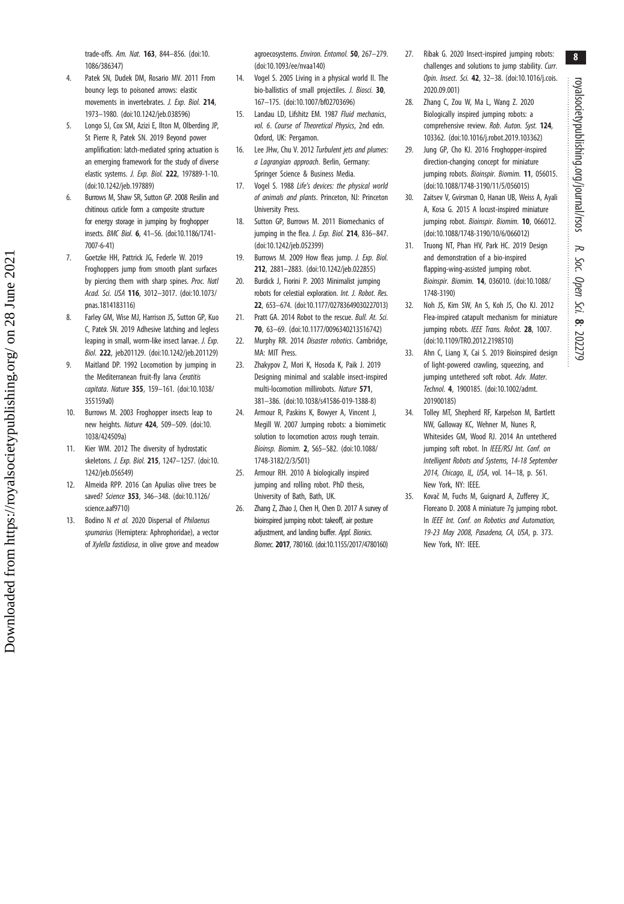trade-offs. *Am. Nat.* **163**, 844–856. (doi:10.1086/386347)

4. Patek SN, Dudek DM, Rosario MV. 2011 From bouncy legs to poisoned arrows: elastic movements in invertebrates. *J. Exp. Biol.* **214**, 1973–1980. (doi:10.1242/jeb.038596)
5. Longo SJ, Cox SM, Azizi E, Ilton M, Olberding JP, St Pierre R, Patek SN. 2019 Beyond power amplification: latch-mediated spring actuation is an emerging framework for the study of diverse elastic systems. *J. Exp. Biol.* **222**, 197889-1-10. (doi:10.1242/jeb.197889)
6. Burrows M, Shaw SR, Sutton GP. 2008 Resilin and chitinous cuticle form a composite structure for energy storage in jumping by froghopper insects. *BMC Biol.* **6**, 41–56. (doi:10.1186/1741-7007-6-41)
7. Goetzke HH, Pattrick JG, Federle W. 2019 Froghoppers jump from smooth plant surfaces by piercing them with sharp spines. *Proc. Natl Acad. Sci. USA* **116**, 3012–3017. (doi:10.1073/pnas.1814183116)
8. Farley GM, Wise MJ, Harrison JS, Sutton GP, Kuo C, Patek SN. 2019 Adhesive latching and legless leaping in small, worm-like insect larvae. *J. Exp. Biol.* **222**, jeb201129. (doi:10.1242/jeb.201129)
9. Maitland DP. 1992 Locomotion by jumping in the Mediterranean fruit-fly larva *Ceratitis capitata*. *Nature* **355**, 159–161. (doi:10.1038/355159a0)
10. Burrows M. 2003 Froghopper insects leap to new heights. *Nature* **424**, 509–509. (doi:10.1038/424509a)
11. Kier WM. 2012 The diversity of hydrostatic skeletons. *J. Exp. Biol.* **215**, 1247–1257. (doi:10.1242/jeb.056549)
12. Almeida RPP. 2016 Can Apulias olive trees be saved? *Science* **353**, 346–348. (doi:10.1126/science.aaf9710)
13. Bodino N *et al.* 2020 Dispersal of *Philaenus spumarius* (Hemiptera: Aphrophoridae), a vector of *Xylella fastidiosa*, in olive grove and meadow agroecosystems. *Environ. Entomol.* **50**, 267–279. (doi:10.1093/ee/nvaa140)
14. Vogel S. 2005 Living in a physical world II. The bio-ballistics of small projectiles. *J. Biosci.* **30**, 167–175. (doi:10.1007/bf02703696)
15. Landau LD, Lifshitz EM. 1987 *Fluid mechanics*, *vol. 6*. *Course of Theoretical Physics*, 2nd edn. Oxford, UK: Pergamon.
16. Lee JHw, Chu V. 2012 *Turbulent jets and plumes: a Lagrangian approach*. Berlin, Germany: Springer Science & Business Media.
17. Vogel S. 1988 *Life's devices: the physical world of animals and plants*. Princeton, NJ: Princeton University Press.
18. Sutton GP, Burrows M. 2011 Biomechanics of jumping in the flea. *J. Exp. Biol.* **214**, 836–847. (doi:10.1242/jeb.052399)
19. Burrows M. 2009 How fleas jump. *J. Exp. Biol.* **212**, 2881–2883. (doi:10.1242/jeb.022855)
20. Burdick J, Fiorini P. 2003 Minimalist jumping robots for celestial exploration. *Int. J. Robot. Res.* **22**, 653–674. (doi:10.1177/02783649030227013)
21. Pratt GA. 2014 Robot to the rescue. *Bull. At. Sci.* **70**, 63–69. (doi:10.1177/0096340213516742)
22. Murphy RR. 2014 *Disaster robotics*. Cambridge, MA: MIT Press.
23. Zhakypov Z, Mori K, Hosoda K, Paik J. 2019 Designing minimal and scalable insect-inspired multi-locomotion millirobots. *Nature* **571**, 381–386. (doi:10.1038/s41586-019-1388-8)
24. Armour R, Paskins K, Bowyer A, Vincent J, Megill W. 2007 Jumping robots: a biomimetic solution to locomotion across rough terrain. *Bioinsp. Biomim.* **2**, S65–S82. (doi:10.1088/1748-3182/2/3/S01)
25. Armour RH. 2010 A biologically inspired jumping and rolling robot. PhD thesis, University of Bath, Bath, UK.
26. Zhang Z, Zhao J, Chen H, Chen D. 2017 A survey of bioinspired jumping robot: takeoff, air posture adjustment, and landing buffer. *Appl. Bionics. Biomec.* **2017**, 780160. (doi:10.1155/2017/4780160)
27. Ribak G. 2020 Insect-inspired jumping robots: challenges and solutions to jump stability. *Curr. Opin. Insect. Sci.* **42**, 32–38. (doi:10.1016/j.cois.2020.09.001)
28. Zhang C, Zou W, Ma L, Wang Z. 2020 Biologically inspired jumping robots: a comprehensive review. *Rob. Auton. Syst.* **124**, 103362. (doi:10.1016/j.robot.2019.103362)
29. Jung GP, Cho KJ. 2016 Froghopper-inspired direction-changing concept for miniature jumping robots. *Bioinspir. Biomim.* **11**, 056015. (doi:10.1088/1748-3190/11/5/056015)
30. Zaitsev V, Gvirsman O, Hanan UB, Weiss A, Ayali A, Kosa G. 2015 A locust-inspired miniature jumping robot. *Bioinspir. Biomim.* **10**, 066012. (doi:10.1088/1748-3190/10/6/066012)
31. Truong NT, Phan HV, Park HC. 2019 Design and demonstration of a bio-inspired flapping-wing-assisted jumping robot. *Bioinspir. Biomim.* **14**, 036010. (doi:10.1088/1748-3190)
32. Noh JS, Kim SW, An S, Koh JS, Cho KJ. 2012 Flea-inspired catapult mechanism for miniature jumping robots. *IEEE Trans. Robot.* **28**, 1007. (doi:10.1109/TRO.2012.2198510)
33. Ahn C, Liang X, Cai S. 2019 Bioinspired design of light-powered crawling, squeezing, and jumping untethered soft robot. *Adv. Mater. Technol.* **4**, 1900185. (doi:10.1002/admt.201900185)
34. Tolley MT, Shepherd RF, Karpelson M, Bartlett NW, Galloway KC, Wehner M, Nunes R, Whitesides GM, Wood RJ. 2014 An untethered jumping soft robot. In *IEEE/RSJ Int. Conf. on Intelligent Robots and Systems, 14-18 September 2014, Chicago, IL, USA*, vol. 14–18, p. 561. New York, NY: IEEE.
35. Kovač M, Fuchs M, Guignard A, Zufferey JC, Floreano D. 2008 A miniature 7g jumping robot. In *IEEE Int. Conf. on Robotics and Automation, 19-23 May 2008, Pasadena, CA, USA*, p. 373. New York, NY: IEEE.